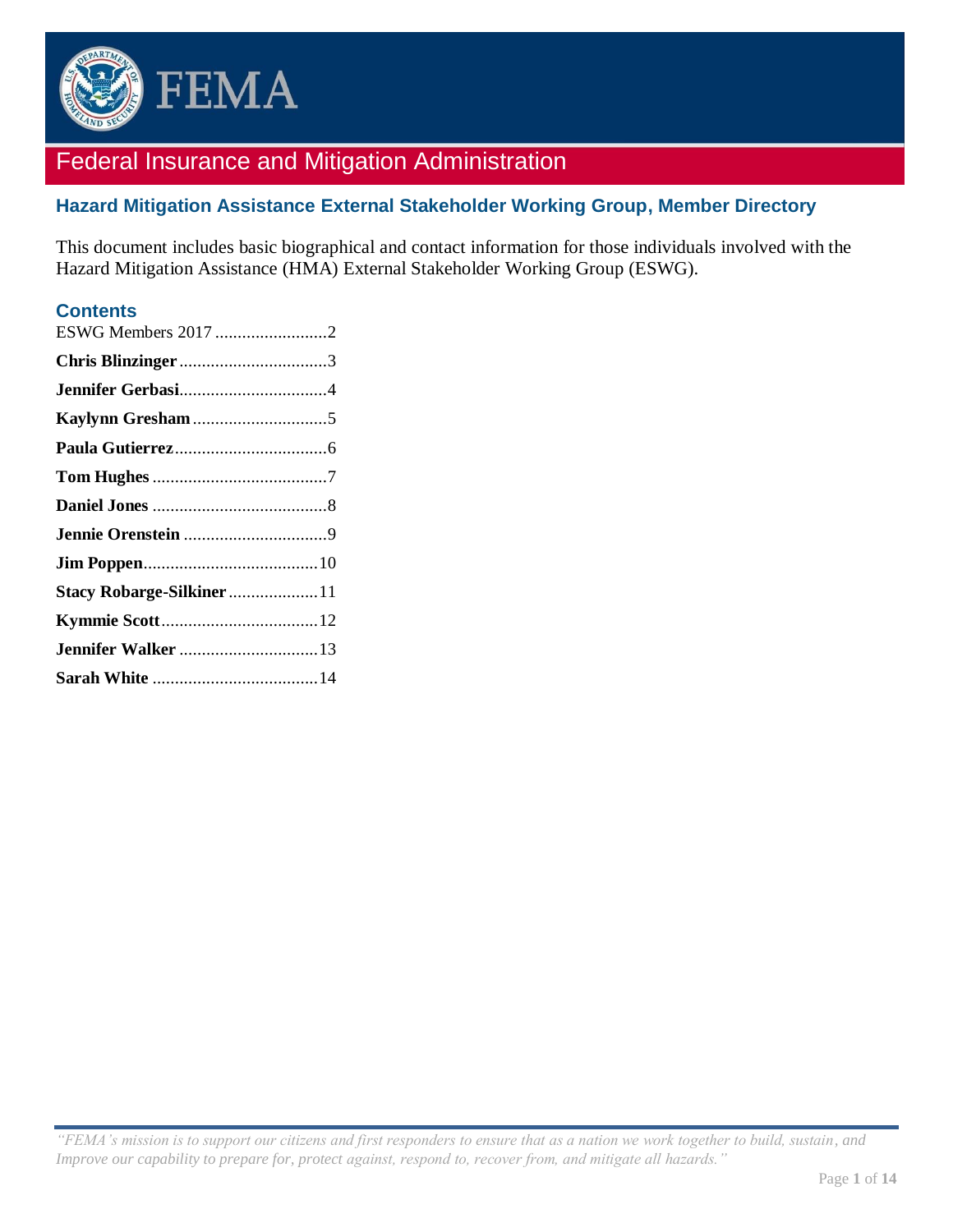# FEMA

## Federal Insurance and Mitigation Administration

### Hazard Mitigation Assistance External Stakeholder Working Group, Member Directory

This document includes basic biographical and contact information for those individuals involved with the Hazard Mitigation Assistance (HMA) External Stakeholder Working Group (ESWG).

### Contents

ESWG Members 2017 ........................2

**Chris Blinzinger** ................................3

**Jennifer Gerbasi**................................4

**Kaylynn Gresham** ..............................5

**Paula Gutierrez**..................................6

**Tom Hughes** ......................................7

**Daniel Jones** ......................................8

**Jennie Orenstein** ................................9

**Jim Poppen**.......................................10

**Stacy Robarge-Silkiner** ....................11

**Kymmie Scott**...................................12

**Jennifer Walker** ...............................13

**Sarah White** .....................................14

*"FEMA's mission is to support our citizens and first responders to ensure that as a nation we work together to build, sustain, and Improve our capability to prepare for, protect against, respond to, recover from, and mitigate all hazards."*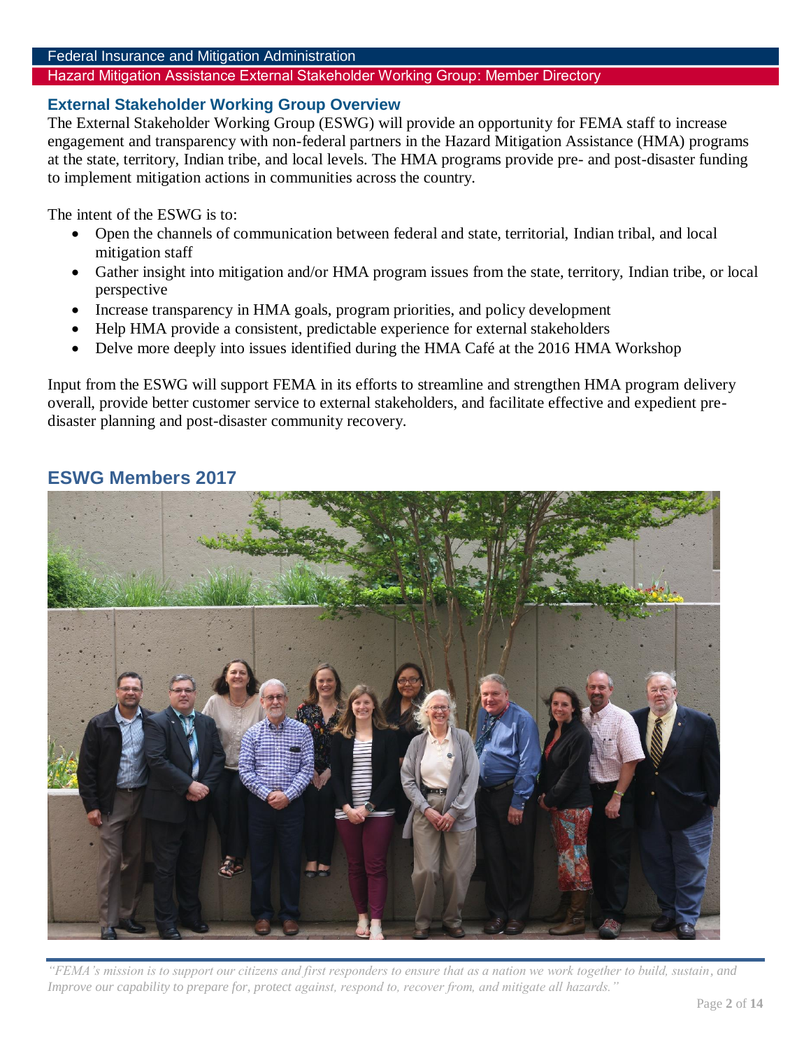## External Stakeholder Working Group Overview

The External Stakeholder Working Group (ESWG) will provide an opportunity for FEMA staff to increase engagement and transparency with non-federal partners in the Hazard Mitigation Assistance (HMA) programs at the state, territory, Indian tribe, and local levels. The HMA programs provide pre- and post-disaster funding to implement mitigation actions in communities across the country.

The intent of the ESWG is to:

- Open the channels of communication between federal and state, territorial, Indian tribal, and local mitigation staff
- Gather insight into mitigation and/or HMA program issues from the state, territory, Indian tribe, or local perspective
- Increase transparency in HMA goals, program priorities, and policy development
- Help HMA provide a consistent, predictable experience for external stakeholders
- Delve more deeply into issues identified during the HMA Café at the 2016 HMA Workshop

Input from the ESWG will support FEMA in its efforts to streamline and strengthen HMA program delivery overall, provide better customer service to external stakeholders, and facilitate effective and expedient pre-disaster planning and post-disaster community recovery.

## ESWG Members 2017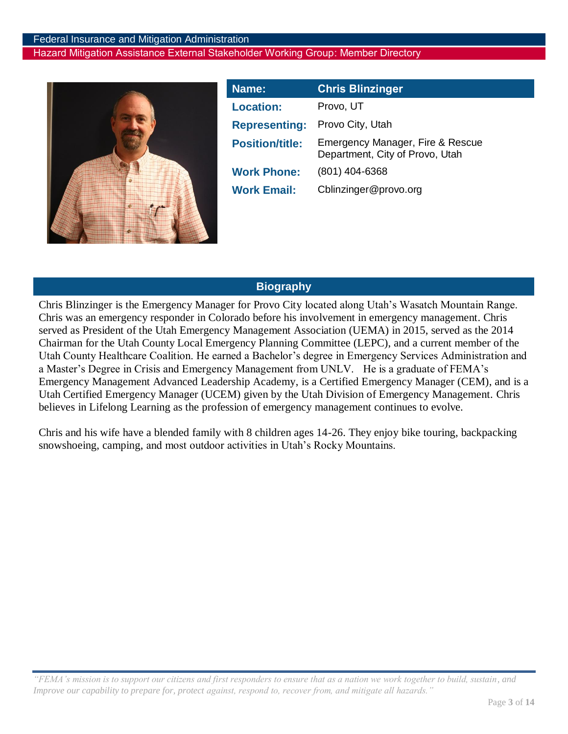| Name: | Chris Blinzinger |
|---|---|
| Location: | Provo, UT |
| Representing: | Provo City, Utah |
| Position/title: | Emergency Manager, Fire & Rescue Department, City of Provo, Utah |
| Work Phone: | (801) 404-6368 |
| Work Email: | Cblinzinger@provo.org |

## Biography

Chris Blinzinger is the Emergency Manager for Provo City located along Utah's Wasatch Mountain Range. Chris was an emergency responder in Colorado before his involvement in emergency management. Chris served as President of the Utah Emergency Management Association (UEMA) in 2015, served as the 2014 Chairman for the Utah County Local Emergency Planning Committee (LEPC), and a current member of the Utah County Healthcare Coalition. He earned a Bachelor's degree in Emergency Services Administration and a Master's Degree in Crisis and Emergency Management from UNLV. He is a graduate of FEMA's Emergency Management Advanced Leadership Academy, is a Certified Emergency Manager (CEM), and is a Utah Certified Emergency Manager (UCEM) given by the Utah Division of Emergency Management. Chris believes in Lifelong Learning as the profession of emergency management continues to evolve.

Chris and his wife have a blended family with 8 children ages 14-26. They enjoy bike touring, backpacking snowshoeing, camping, and most outdoor activities in Utah's Rocky Mountains.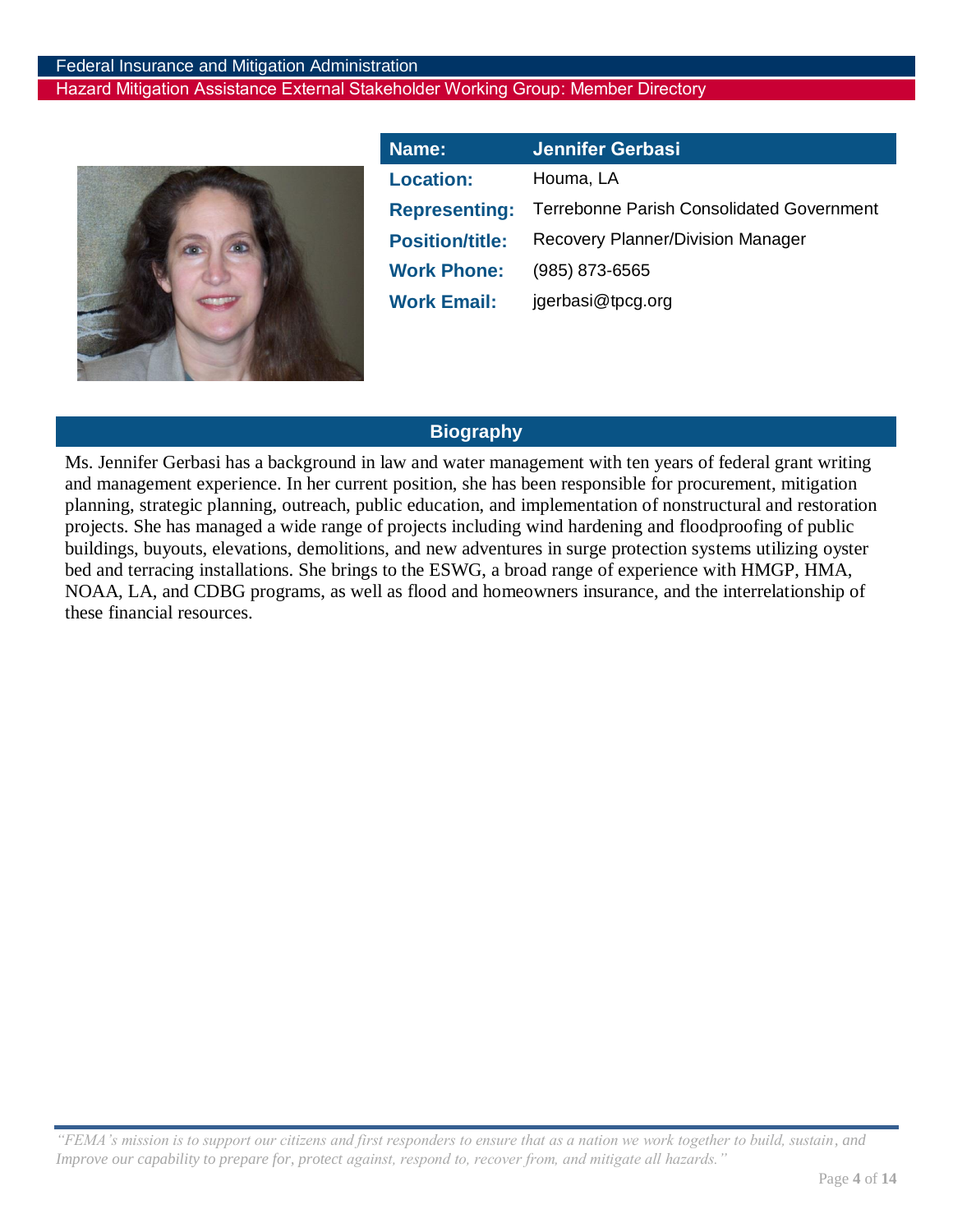| Name: | Jennifer Gerbasi |
|---|---|
| Location: | Houma, LA |
| Representing: | Terrebonne Parish Consolidated Government |
| Position/title: | Recovery Planner/Division Manager |
| Work Phone: | (985) 873-6565 |
| Work Email: | jgerbasi@tpcg.org |

## Biography

Ms. Jennifer Gerbasi has a background in law and water management with ten years of federal grant writing and management experience. In her current position, she has been responsible for procurement, mitigation planning, strategic planning, outreach, public education, and implementation of nonstructural and restoration projects. She has managed a wide range of projects including wind hardening and floodproofing of public buildings, buyouts, elevations, demolitions, and new adventures in surge protection systems utilizing oyster bed and terracing installations. She brings to the ESWG, a broad range of experience with HMGP, HMA, NOAA, LA, and CDBG programs, as well as flood and homeowners insurance, and the interrelationship of these financial resources.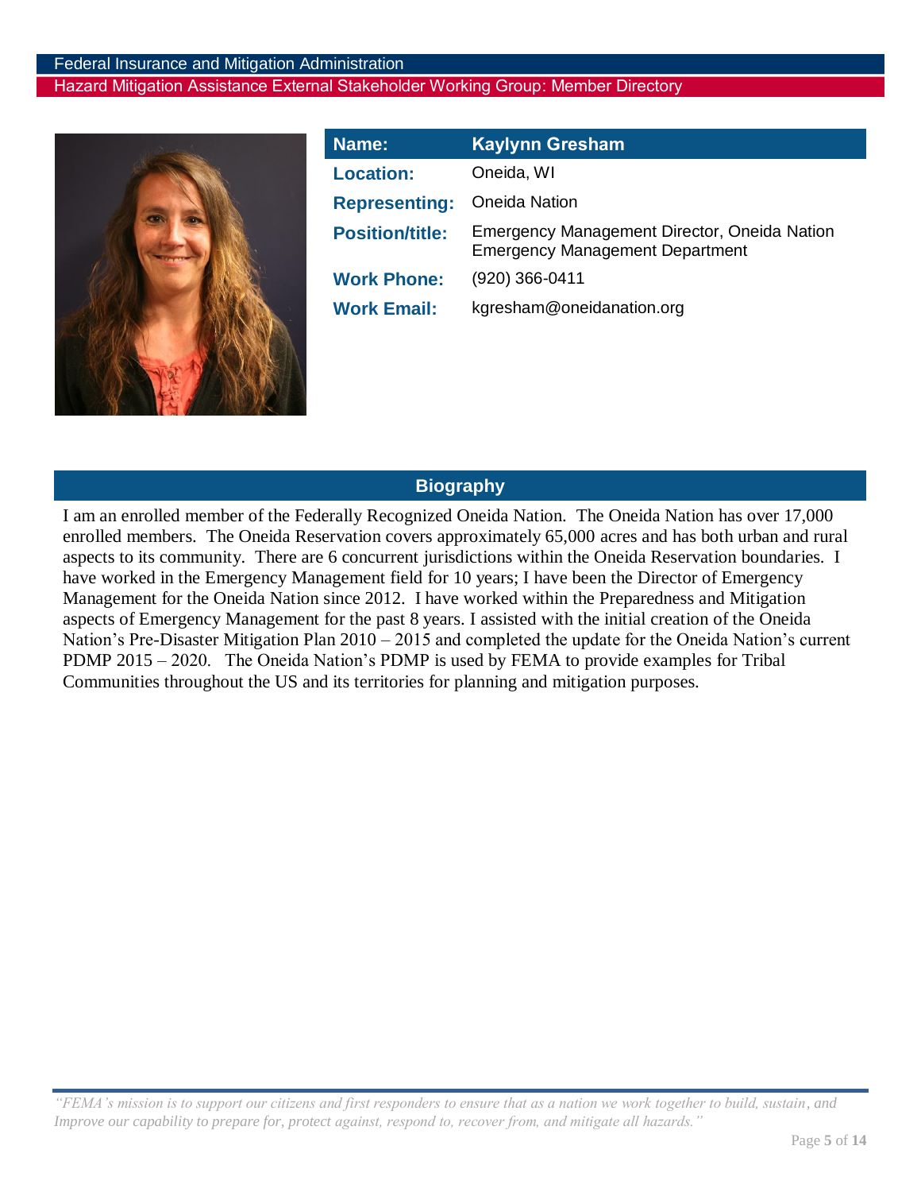| Name: | Kaylynn Gresham |
|---|---|
| Location: | Oneida, WI |
| Representing: | Oneida Nation |
| Position/title: | Emergency Management Director, Oneida Nation Emergency Management Department |
| Work Phone: | (920) 366-0411 |
| Work Email: | kgresham@oneidanation.org |

## Biography

I am an enrolled member of the Federally Recognized Oneida Nation. The Oneida Nation has over 17,000 enrolled members. The Oneida Reservation covers approximately 65,000 acres and has both urban and rural aspects to its community. There are 6 concurrent jurisdictions within the Oneida Reservation boundaries. I have worked in the Emergency Management field for 10 years; I have been the Director of Emergency Management for the Oneida Nation since 2012. I have worked within the Preparedness and Mitigation aspects of Emergency Management for the past 8 years. I assisted with the initial creation of the Oneida Nation's Pre-Disaster Mitigation Plan 2010 – 2015 and completed the update for the Oneida Nation's current PDMP 2015 – 2020. The Oneida Nation's PDMP is used by FEMA to provide examples for Tribal Communities throughout the US and its territories for planning and mitigation purposes.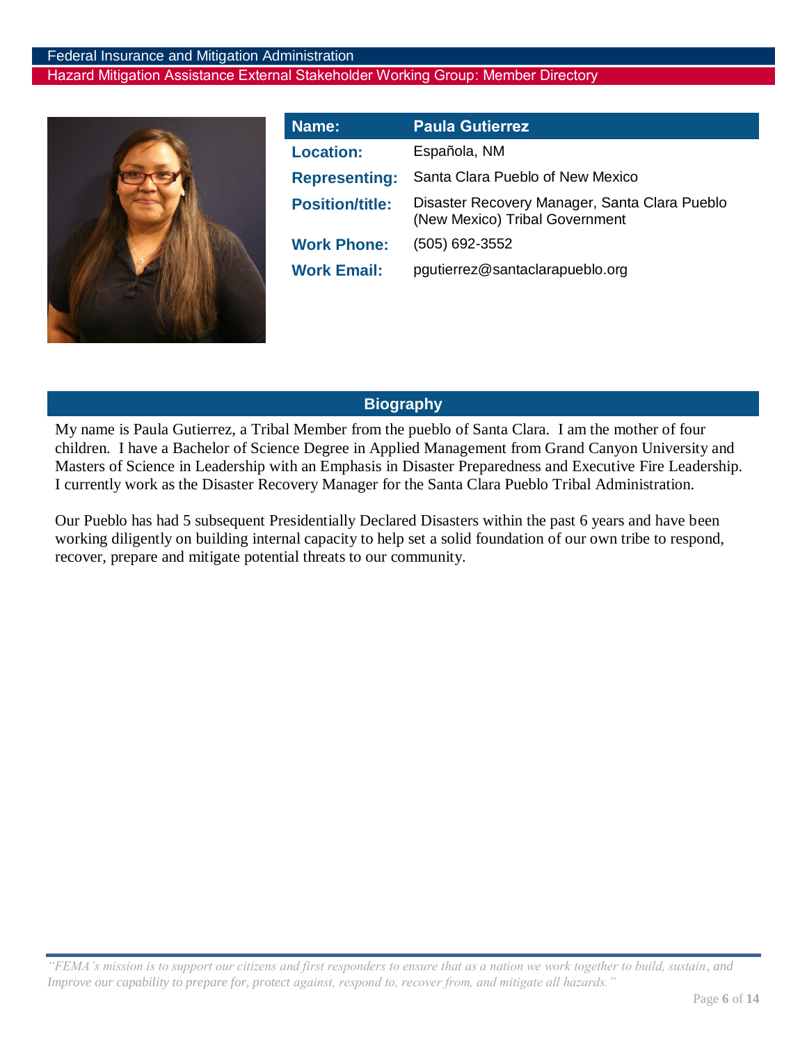| Name: | Paula Gutierrez |
| --- | --- |
| Location: | Española, NM |
| Representing: | Santa Clara Pueblo of New Mexico |
| Position/title: | Disaster Recovery Manager, Santa Clara Pueblo (New Mexico) Tribal Government |
| Work Phone: | (505) 692-3552 |
| Work Email: | pgutierrez@santaclarapueblo.org |

## Biography

My name is Paula Gutierrez, a Tribal Member from the pueblo of Santa Clara. I am the mother of four children. I have a Bachelor of Science Degree in Applied Management from Grand Canyon University and Masters of Science in Leadership with an Emphasis in Disaster Preparedness and Executive Fire Leadership. I currently work as the Disaster Recovery Manager for the Santa Clara Pueblo Tribal Administration.

Our Pueblo has had 5 subsequent Presidentially Declared Disasters within the past 6 years and have been working diligently on building internal capacity to help set a solid foundation of our own tribe to respond, recover, prepare and mitigate potential threats to our community.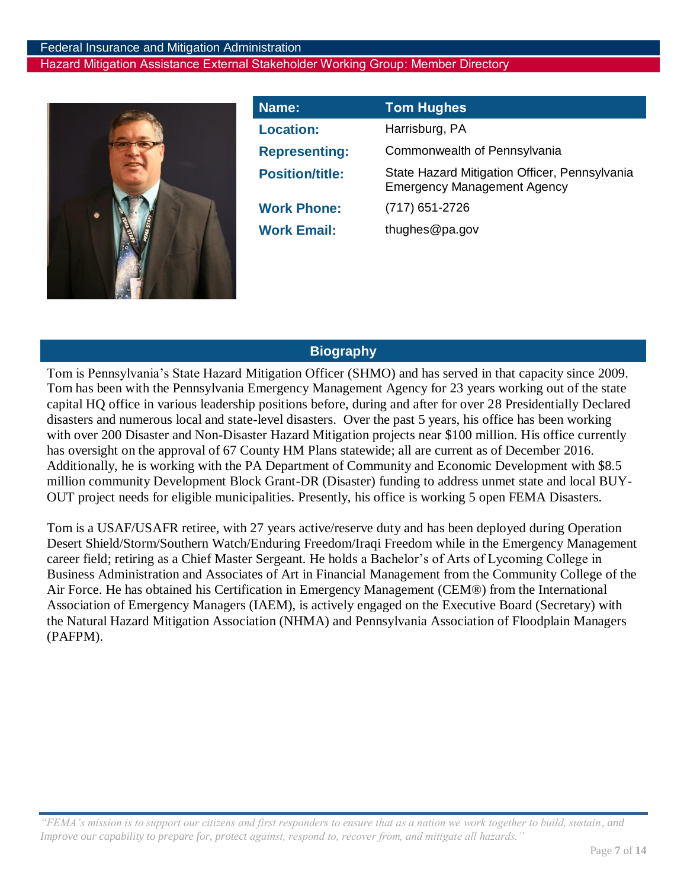| Name: | Tom Hughes |
|---|---|
| Location: | Harrisburg, PA |
| Representing: | Commonwealth of Pennsylvania |
| Position/title: | State Hazard Mitigation Officer, Pennsylvania Emergency Management Agency |
| Work Phone: | (717) 651-2726 |
| Work Email: | thughes@pa.gov |

## Biography

Tom is Pennsylvania's State Hazard Mitigation Officer (SHMO) and has served in that capacity since 2009. Tom has been with the Pennsylvania Emergency Management Agency for 23 years working out of the state capital HQ office in various leadership positions before, during and after for over 28 Presidentially Declared disasters and numerous local and state-level disasters. Over the past 5 years, his office has been working with over 200 Disaster and Non-Disaster Hazard Mitigation projects near $100 million. His office currently has oversight on the approval of 67 County HM Plans statewide; all are current as of December 2016. Additionally, he is working with the PA Department of Community and Economic Development with $8.5 million community Development Block Grant-DR (Disaster) funding to address unmet state and local BUY-OUT project needs for eligible municipalities. Presently, his office is working 5 open FEMA Disasters.

Tom is a USAF/USAFR retiree, with 27 years active/reserve duty and has been deployed during Operation Desert Shield/Storm/Southern Watch/Enduring Freedom/Iraqi Freedom while in the Emergency Management career field; retiring as a Chief Master Sergeant. He holds a Bachelor's of Arts of Lycoming College in Business Administration and Associates of Art in Financial Management from the Community College of the Air Force. He has obtained his Certification in Emergency Management (CEM®) from the International Association of Emergency Managers (IAEM), is actively engaged on the Executive Board (Secretary) with the Natural Hazard Mitigation Association (NHMA) and Pennsylvania Association of Floodplain Managers (PAFPM).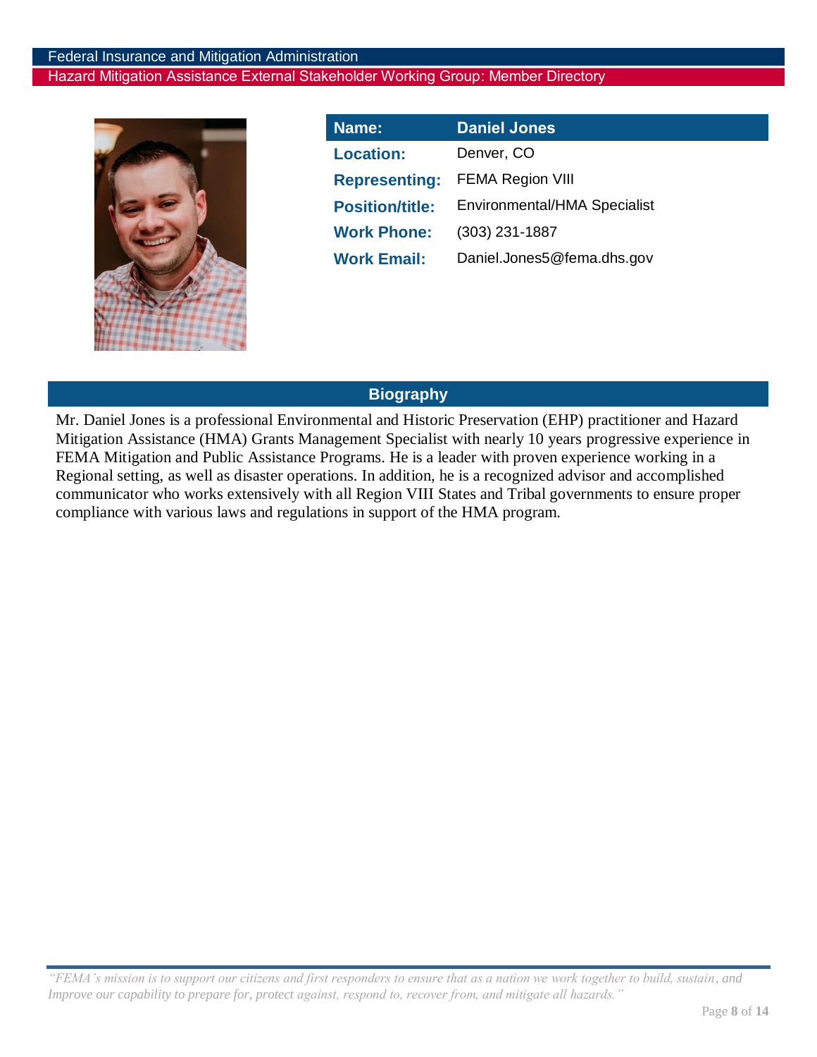| Name: | Daniel Jones |
| --- | --- |
| Location: | Denver, CO |
| Representing: | FEMA Region VIII |
| Position/title: | Environmental/HMA Specialist |
| Work Phone: | (303) 231-1887 |
| Work Email: | Daniel.Jones5@fema.dhs.gov |

## Biography

Mr. Daniel Jones is a professional Environmental and Historic Preservation (EHP) practitioner and Hazard Mitigation Assistance (HMA) Grants Management Specialist with nearly 10 years progressive experience in FEMA Mitigation and Public Assistance Programs. He is a leader with proven experience working in a Regional setting, as well as disaster operations. In addition, he is a recognized advisor and accomplished communicator who works extensively with all Region VIII States and Tribal governments to ensure proper compliance with various laws and regulations in support of the HMA program.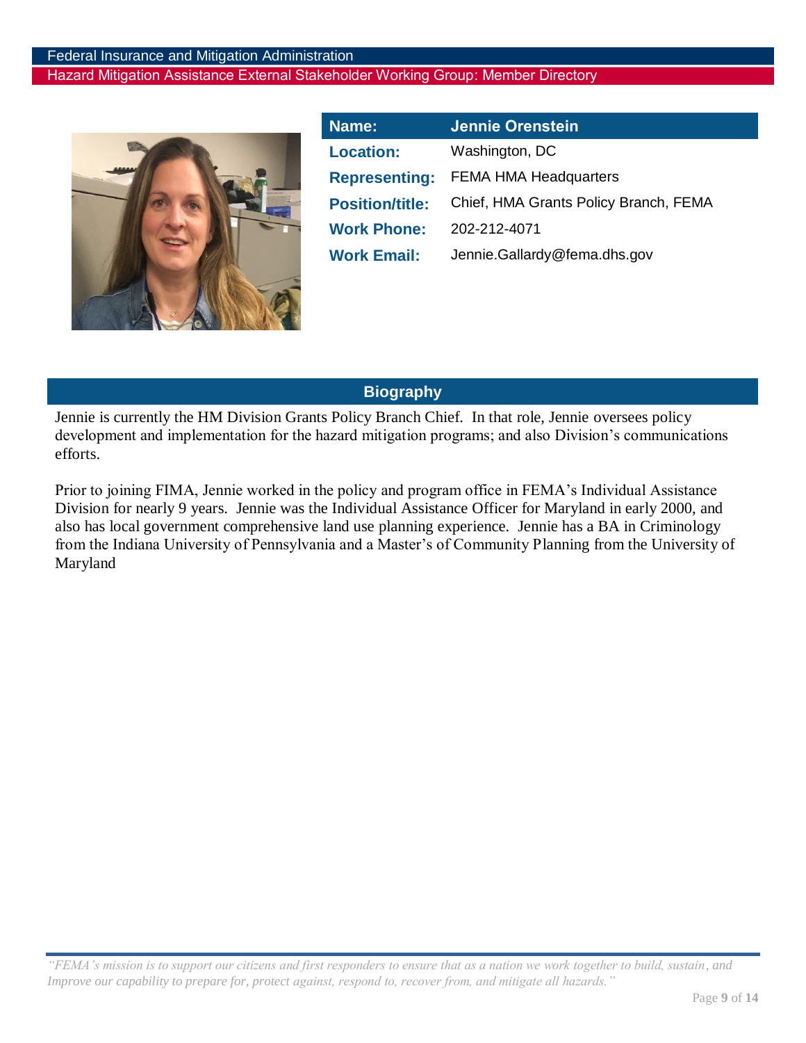| Name: | Jennie Orenstein |
|---|---|
| Location: | Washington, DC |
| Representing: | FEMA HMA Headquarters |
| Position/title: | Chief, HMA Grants Policy Branch, FEMA |
| Work Phone: | 202-212-4071 |
| Work Email: | Jennie.Gallardy@fema.dhs.gov |

## Biography

Jennie is currently the HM Division Grants Policy Branch Chief. In that role, Jennie oversees policy development and implementation for the hazard mitigation programs; and also Division's communications efforts.

Prior to joining FIMA, Jennie worked in the policy and program office in FEMA's Individual Assistance Division for nearly 9 years. Jennie was the Individual Assistance Officer for Maryland in early 2000, and also has local government comprehensive land use planning experience. Jennie has a BA in Criminology from the Indiana University of Pennsylvania and a Master's of Community Planning from the University of Maryland

*"FEMA's mission is to support our citizens and first responders to ensure that as a nation we work together to build, sustain, and Improve our capability to prepare for, protect against, respond to, recover from, and mitigate all hazards."*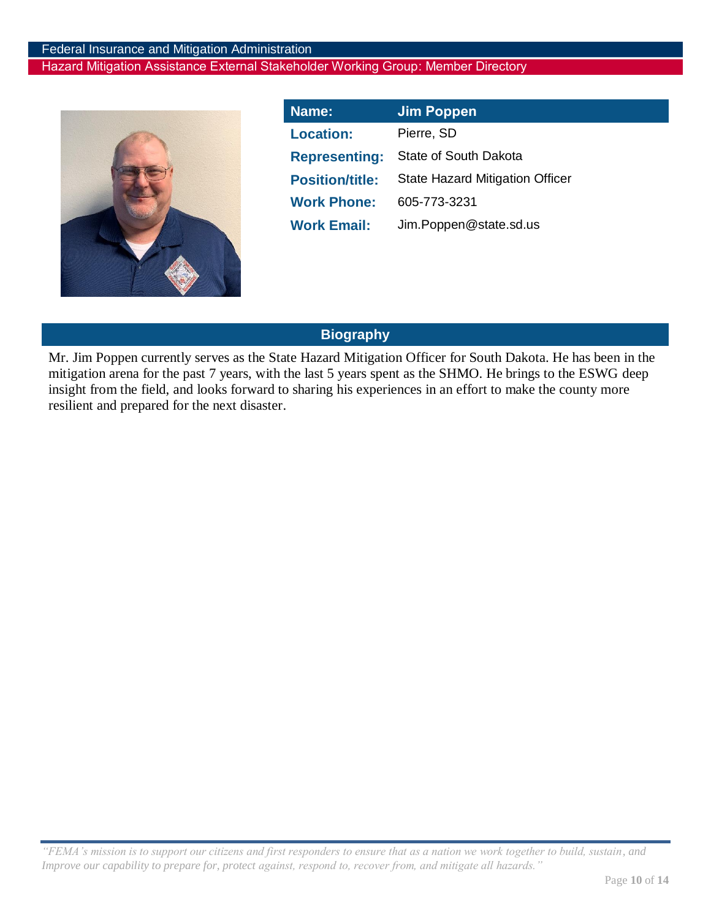| Name: | Jim Poppen |
|---|---|
| Location: | Pierre, SD |
| Representing: | State of South Dakota |
| Position/title: | State Hazard Mitigation Officer |
| Work Phone: | 605-773-3231 |
| Work Email: | Jim.Poppen@state.sd.us |

## Biography

Mr. Jim Poppen currently serves as the State Hazard Mitigation Officer for South Dakota. He has been in the mitigation arena for the past 7 years, with the last 5 years spent as the SHMO. He brings to the ESWG deep insight from the field, and looks forward to sharing his experiences in an effort to make the county more resilient and prepared for the next disaster.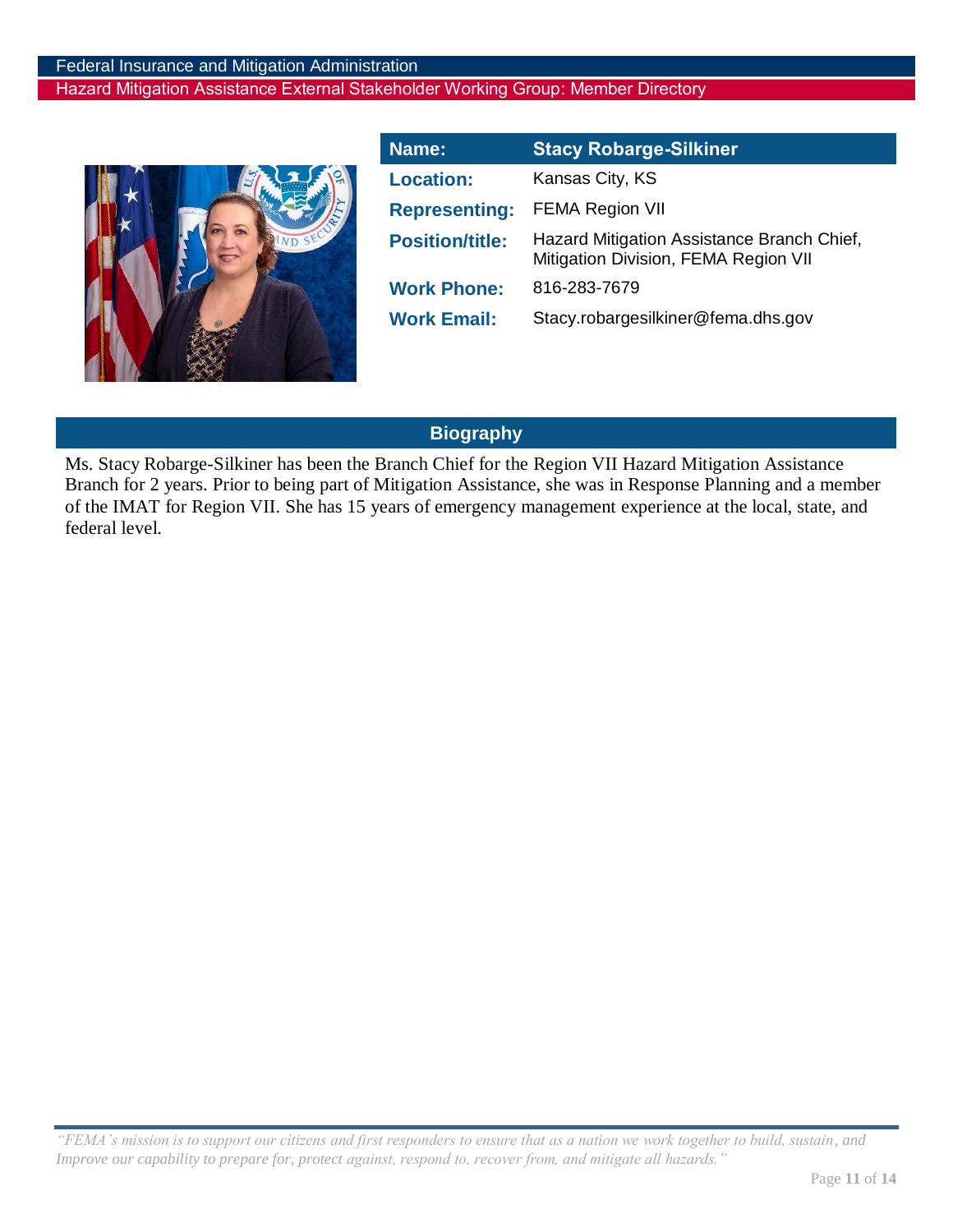| Name: | Stacy Robarge-Silkiner |
|---|---|
| Location: | Kansas City, KS |
| Representing: | FEMA Region VII |
| Position/title: | Hazard Mitigation Assistance Branch Chief, Mitigation Division, FEMA Region VII |
| Work Phone: | 816-283-7679 |
| Work Email: | Stacy.robargesilkiner@fema.dhs.gov |

## Biography

Ms. Stacy Robarge-Silkiner has been the Branch Chief for the Region VII Hazard Mitigation Assistance Branch for 2 years. Prior to being part of Mitigation Assistance, she was in Response Planning and a member of the IMAT for Region VII. She has 15 years of emergency management experience at the local, state, and federal level.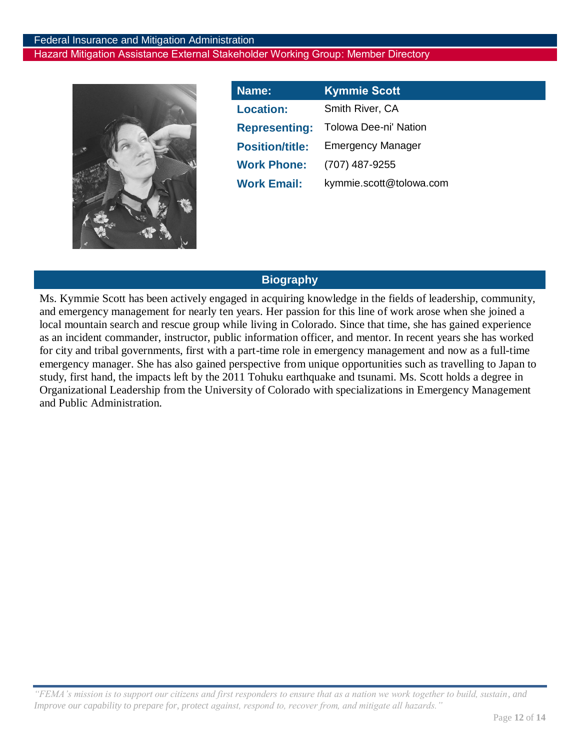| Name: | Kymmie Scott |
|---|---|
| Location: | Smith River, CA |
| Representing: | Tolowa Dee-ni' Nation |
| Position/title: | Emergency Manager |
| Work Phone: | (707) 487-9255 |
| Work Email: | kymmie.scott@tolowa.com |

## Biography

Ms. Kymmie Scott has been actively engaged in acquiring knowledge in the fields of leadership, community, and emergency management for nearly ten years. Her passion for this line of work arose when she joined a local mountain search and rescue group while living in Colorado. Since that time, she has gained experience as an incident commander, instructor, public information officer, and mentor. In recent years she has worked for city and tribal governments, first with a part-time role in emergency management and now as a full-time emergency manager. She has also gained perspective from unique opportunities such as travelling to Japan to study, first hand, the impacts left by the 2011 Tohuku earthquake and tsunami. Ms. Scott holds a degree in Organizational Leadership from the University of Colorado with specializations in Emergency Management and Public Administration.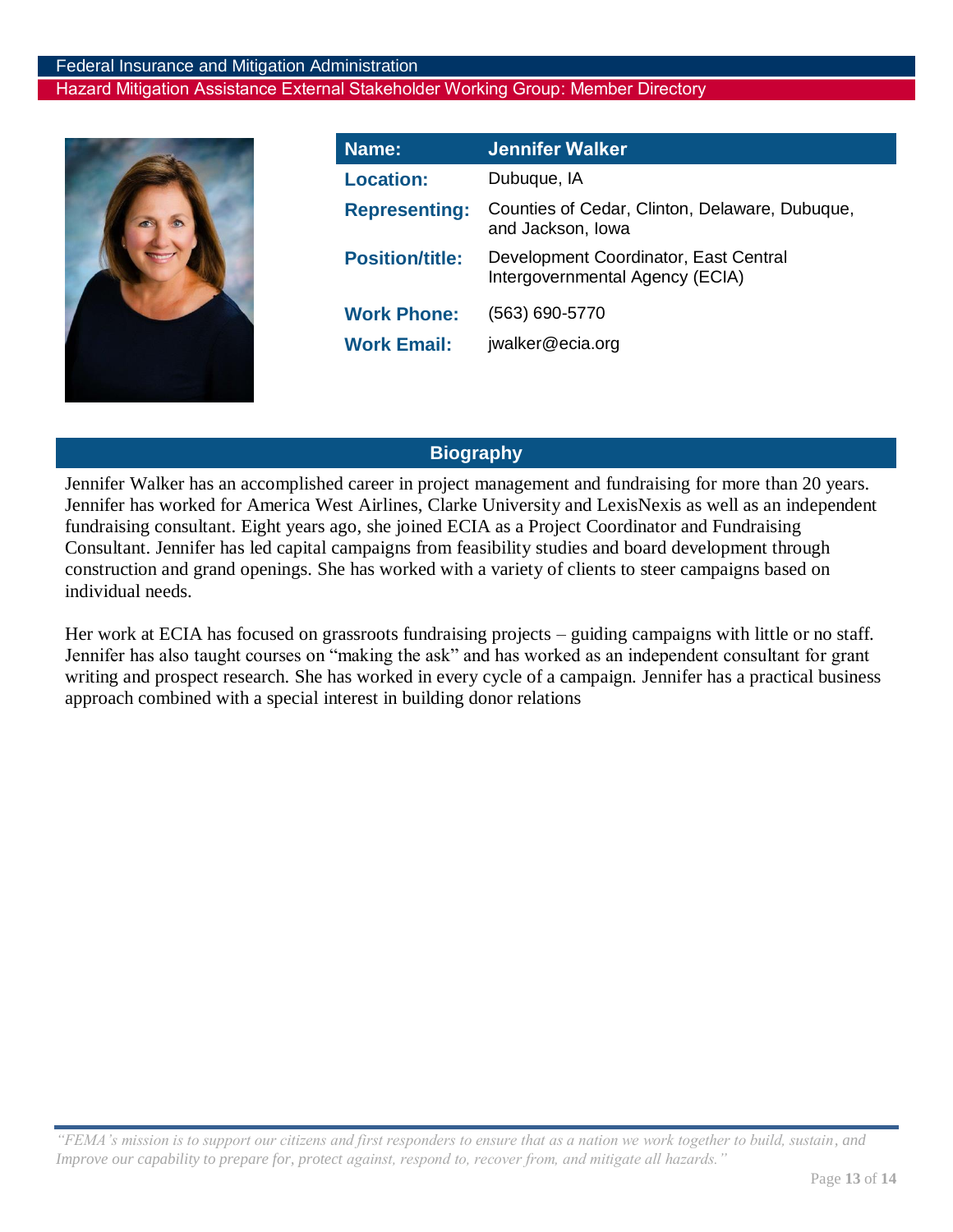| Name: | Jennifer Walker |
|---|---|
| Location: | Dubuque, IA |
| Representing: | Counties of Cedar, Clinton, Delaware, Dubuque, and Jackson, Iowa |
| Position/title: | Development Coordinator, East Central Intergovernmental Agency (ECIA) |
| Work Phone: | (563) 690-5770 |
| Work Email: | jwalker@ecia.org |

## Biography

Jennifer Walker has an accomplished career in project management and fundraising for more than 20 years. Jennifer has worked for America West Airlines, Clarke University and LexisNexis as well as an independent fundraising consultant. Eight years ago, she joined ECIA as a Project Coordinator and Fundraising Consultant. Jennifer has led capital campaigns from feasibility studies and board development through construction and grand openings. She has worked with a variety of clients to steer campaigns based on individual needs.

Her work at ECIA has focused on grassroots fundraising projects – guiding campaigns with little or no staff. Jennifer has also taught courses on "making the ask" and has worked as an independent consultant for grant writing and prospect research. She has worked in every cycle of a campaign. Jennifer has a practical business approach combined with a special interest in building donor relations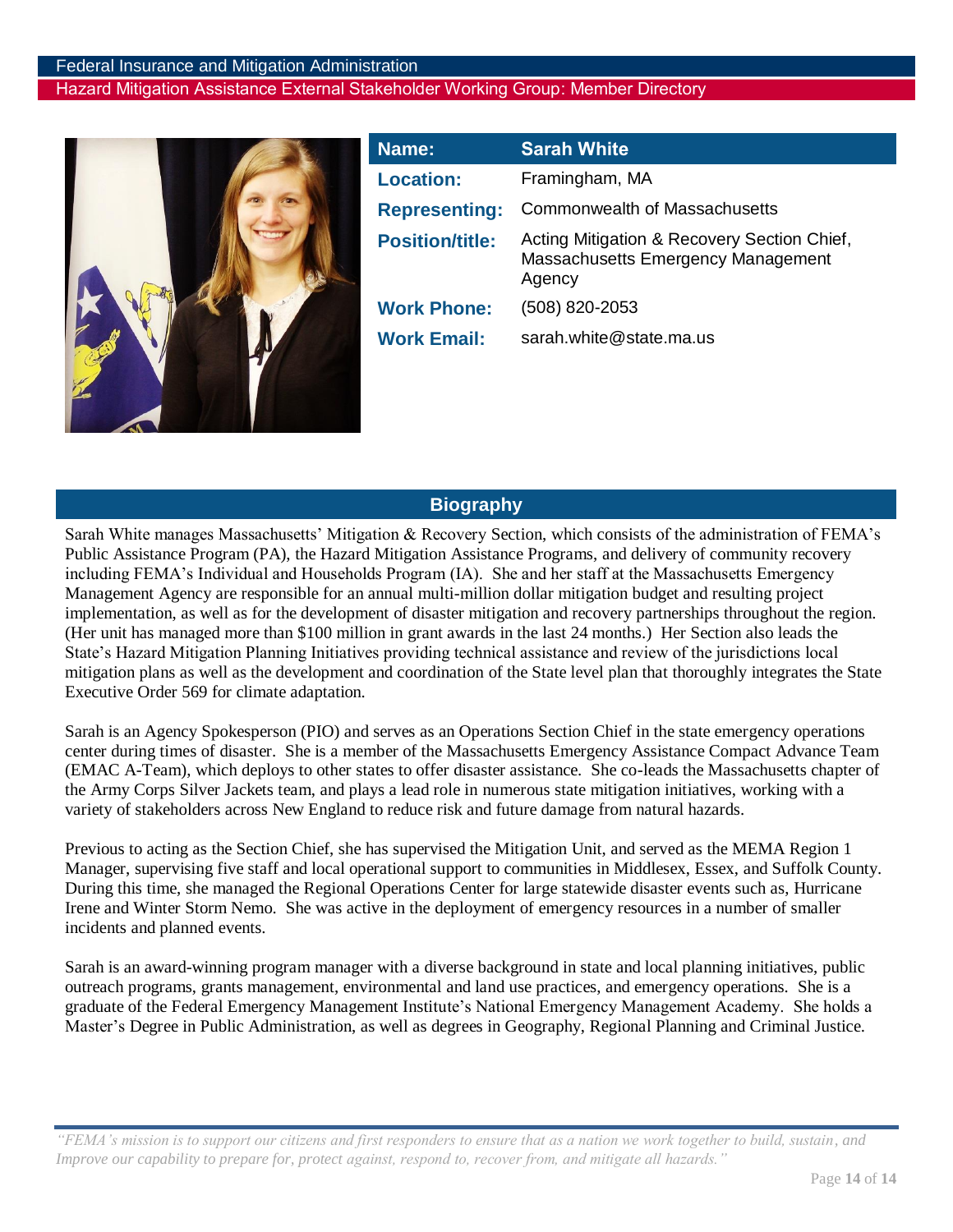| Name: | Sarah White |
|---|---|
| **Location:** | Framingham, MA |
| **Representing:** | Commonwealth of Massachusetts |
| **Position/title:** | Acting Mitigation & Recovery Section Chief, Massachusetts Emergency Management Agency |
| **Work Phone:** | (508) 820-2053 |
| **Work Email:** | sarah.white@state.ma.us |

## Biography

Sarah White manages Massachusetts' Mitigation & Recovery Section, which consists of the administration of FEMA's Public Assistance Program (PA), the Hazard Mitigation Assistance Programs, and delivery of community recovery including FEMA's Individual and Households Program (IA). She and her staff at the Massachusetts Emergency Management Agency are responsible for an annual multi-million dollar mitigation budget and resulting project implementation, as well as for the development of disaster mitigation and recovery partnerships throughout the region. (Her unit has managed more than $100 million in grant awards in the last 24 months.) Her Section also leads the State's Hazard Mitigation Planning Initiatives providing technical assistance and review of the jurisdictions local mitigation plans as well as the development and coordination of the State level plan that thoroughly integrates the State Executive Order 569 for climate adaptation.

Sarah is an Agency Spokesperson (PIO) and serves as an Operations Section Chief in the state emergency operations center during times of disaster. She is a member of the Massachusetts Emergency Assistance Compact Advance Team (EMAC A-Team), which deploys to other states to offer disaster assistance. She co-leads the Massachusetts chapter of the Army Corps Silver Jackets team, and plays a lead role in numerous state mitigation initiatives, working with a variety of stakeholders across New England to reduce risk and future damage from natural hazards.

Previous to acting as the Section Chief, she has supervised the Mitigation Unit, and served as the MEMA Region 1 Manager, supervising five staff and local operational support to communities in Middlesex, Essex, and Suffolk County. During this time, she managed the Regional Operations Center for large statewide disaster events such as, Hurricane Irene and Winter Storm Nemo. She was active in the deployment of emergency resources in a number of smaller incidents and planned events.

Sarah is an award-winning program manager with a diverse background in state and local planning initiatives, public outreach programs, grants management, environmental and land use practices, and emergency operations. She is a graduate of the Federal Emergency Management Institute's National Emergency Management Academy. She holds a Master's Degree in Public Administration, as well as degrees in Geography, Regional Planning and Criminal Justice.